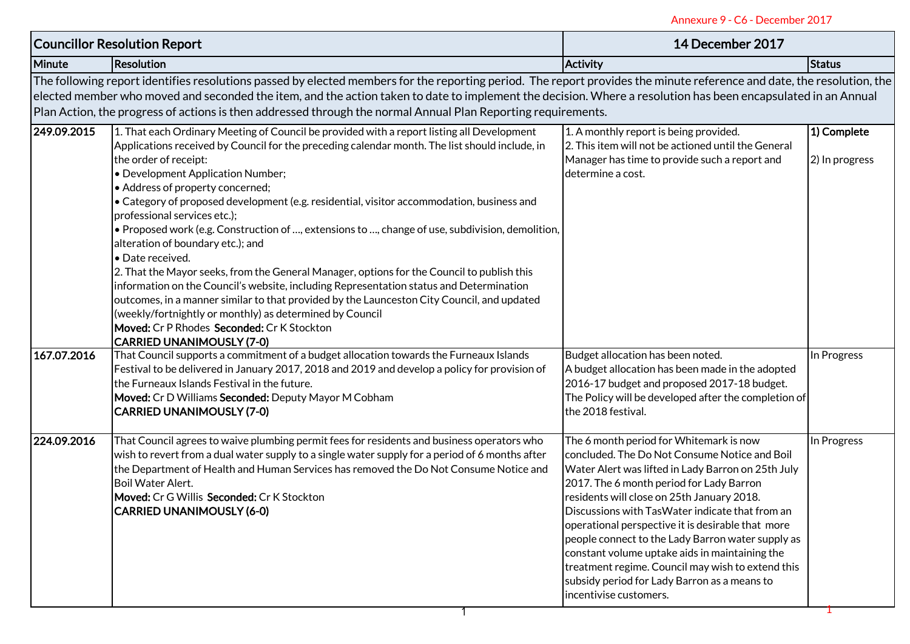Annexure 9 - C6 - December 2017

| Councillor Resolution Report | | 14 December 2017 | |
|---|---|---|---|
| Minute | Resolution | Activity | Status |
| The following report identifies resolutions passed by elected members for the reporting period. The report provides the minute reference and date, the resolution, the elected member who moved and seconded the item, and the action taken to date to implement the decision. Where a resolution has been encapsulated in an Annual Plan Action, the progress of actions is then addressed through the normal Annual Plan Reporting requirements. | | | |
| **249.09.2015** | 1. That each Ordinary Meeting of Council be provided with a report listing all Development Applications received by Council for the preceding calendar month. The list should include, in the order of receipt:<br>• Development Application Number;<br>• Address of property concerned;<br>• Category of proposed development (e.g. residential, visitor accommodation, business and professional services etc.);<br>• Proposed work (e.g. Construction of …, extensions to …, change of use, subdivision, demolition, alteration of boundary etc.); and<br>• Date received.<br>2. That the Mayor seeks, from the General Manager, options for the Council to publish this information on the Council's website, including Representation status and Determination outcomes, in a manner similar to that provided by the Launceston City Council, and updated (weekly/fortnightly or monthly) as determined by Council<br>**Moved:** Cr P Rhodes **Seconded:** Cr K Stockton<br>**CARRIED UNANIMOUSLY (7-0)** | 1. A monthly report is being provided.<br>2. This item will not be actioned until the General Manager has time to provide such a report and determine a cost. | **1) Complete**<br><br>2) In progress |
| **167.07.2016** | That Council supports a commitment of a budget allocation towards the Furneaux Islands Festival to be delivered in January 2017, 2018 and 2019 and develop a policy for provision of the Furneaux Islands Festival in the future.<br>**Moved:** Cr D Williams **Seconded:** Deputy Mayor M Cobham<br>**CARRIED UNANIMOUSLY (7-0)** | Budget allocation has been noted.<br>A budget allocation has been made in the adopted 2016-17 budget and proposed 2017-18 budget. The Policy will be developed after the completion of the 2018 festival. | In Progress |
| **224.09.2016** | That Council agrees to waive plumbing permit fees for residents and business operators who wish to revert from a dual water supply to a single water supply for a period of 6 months after the Department of Health and Human Services has removed the Do Not Consume Notice and Boil Water Alert.<br>**Moved:** Cr G Willis **Seconded:** Cr K Stockton<br>**CARRIED UNANIMOUSLY (6-0)** | The 6 month period for Whitemark is now concluded. The Do Not Consume Notice and Boil Water Alert was lifted in Lady Barron on 25th July 2017. The 6 month period for Lady Barron residents will close on 25th January 2018. Discussions with TasWater indicate that from an operational perspective it is desirable that more people connect to the Lady Barron water supply as constant volume uptake aids in maintaining the treatment regime. Council may wish to extend this subsidy period for Lady Barron as a means to incentivise customers. | In Progress |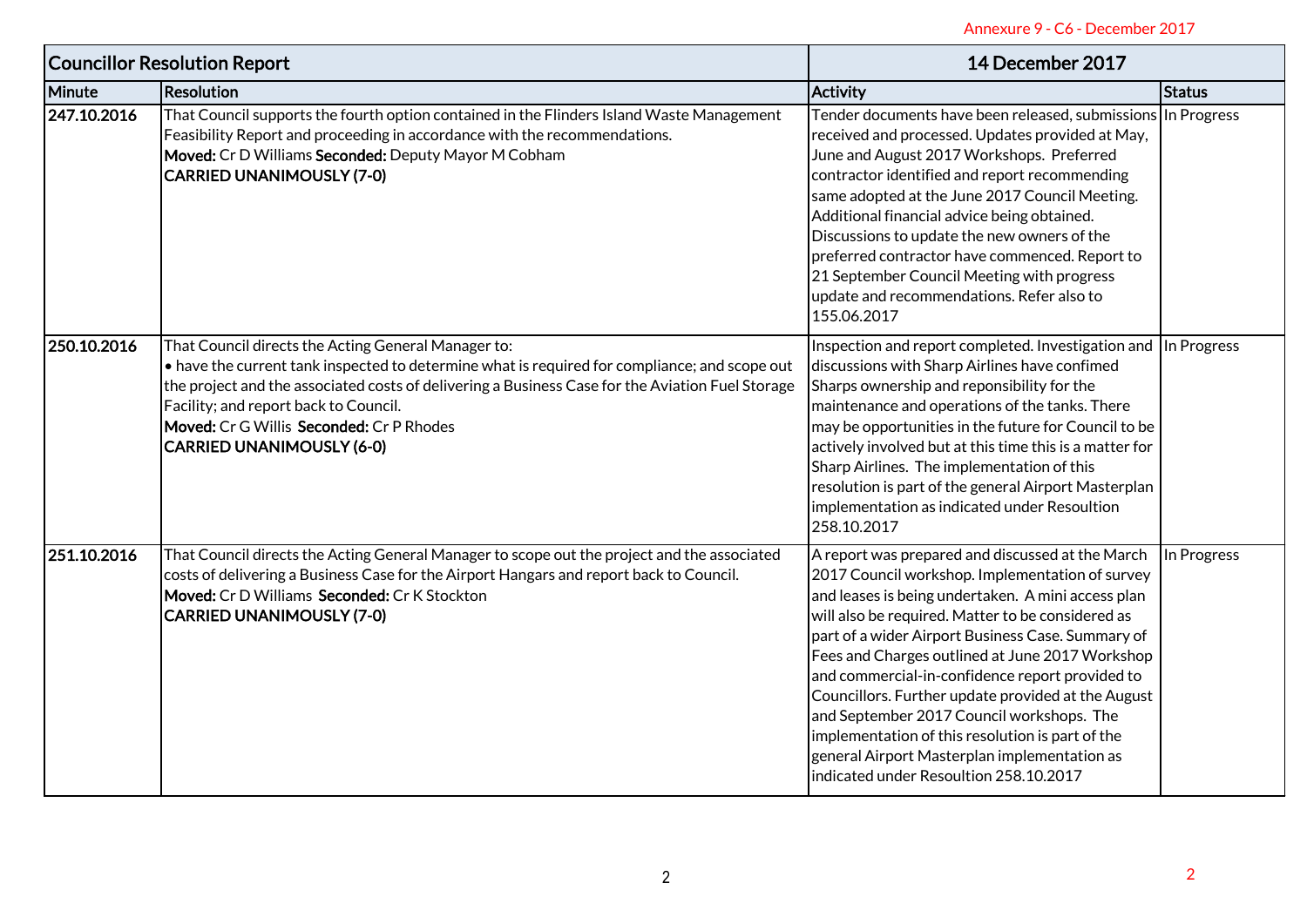Annexure 9 - C6 - December 2017

| Councillor Resolution Report | | 14 December 2017 | |
|---|---|---|---|
| **Minute** | **Resolution** | **Activity** | **Status** |
| **247.10.2016** | That Council supports the fourth option contained in the Flinders Island Waste Management Feasibility Report and proceeding in accordance with the recommendations.<br>**Moved:** Cr D Williams **Seconded:** Deputy Mayor M Cobham<br>**CARRIED UNANIMOUSLY (7-0)** | Tender documents have been released, submissions received and processed. Updates provided at May, June and August 2017 Workshops. Preferred contractor identified and report recommending same adopted at the June 2017 Council Meeting. Additional financial advice being obtained. Discussions to update the new owners of the preferred contractor have commenced. Report to 21 September Council Meeting with progress update and recommendations. Refer also to 155.06.2017 | In Progress |
| **250.10.2016** | That Council directs the Acting General Manager to:<br>• have the current tank inspected to determine what is required for compliance; and scope out the project and the associated costs of delivering a Business Case for the Aviation Fuel Storage Facility; and report back to Council.<br>**Moved:** Cr G Willis **Seconded:** Cr P Rhodes<br>**CARRIED UNANIMOUSLY (6-0)** | Inspection and report completed. Investigation and discussions with Sharp Airlines have confimed Sharps ownership and reponsibility for the maintenance and operations of the tanks. There may be opportunities in the future for Council to be actively involved but at this time this is a matter for Sharp Airlines. The implementation of this resolution is part of the general Airport Masterplan implementation as indicated under Resoultion 258.10.2017 | In Progress |
| **251.10.2016** | That Council directs the Acting General Manager to scope out the project and the associated costs of delivering a Business Case for the Airport Hangars and report back to Council.<br>**Moved:** Cr D Williams **Seconded:** Cr K Stockton<br>**CARRIED UNANIMOUSLY (7-0)** | A report was prepared and discussed at the March 2017 Council workshop. Implementation of survey and leases is being undertaken. A mini access plan will also be required. Matter to be considered as part of a wider Airport Business Case. Summary of Fees and Charges outlined at June 2017 Workshop and commercial-in-confidence report provided to Councillors. Further update provided at the August and September 2017 Council workshops. The implementation of this resolution is part of the general Airport Masterplan implementation as indicated under Resoultion 258.10.2017 | In Progress |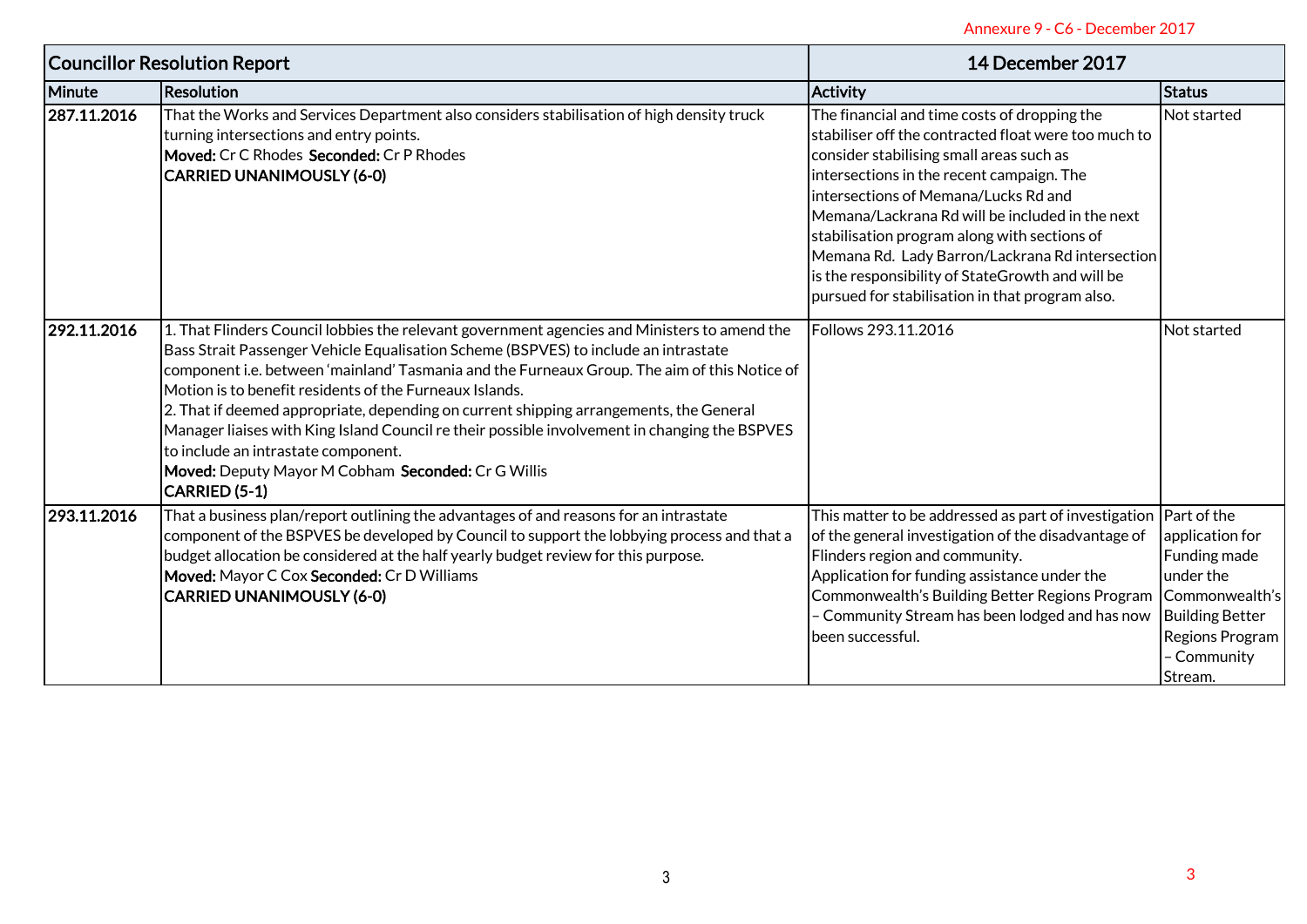Annexure 9 - C6 - December 2017

| Councillor Resolution Report | | 14 December 2017 | |
|---|---|---|---|
| **Minute** | **Resolution** | **Activity** | **Status** |
| **287.11.2016** | That the Works and Services Department also considers stabilisation of high density truck turning intersections and entry points.<br>**Moved:** Cr C Rhodes **Seconded:** Cr P Rhodes<br>**CARRIED UNANIMOUSLY (6-0)** | The financial and time costs of dropping the stabiliser off the contracted float were too much to consider stabilising small areas such as intersections in the recent campaign. The intersections of Memana/Lucks Rd and Memana/Lackrana Rd will be included in the next stabilisation program along with sections of Memana Rd. Lady Barron/Lackrana Rd intersection is the responsibility of StateGrowth and will be pursued for stabilisation in that program also. | Not started |
| **292.11.2016** | 1. That Flinders Council lobbies the relevant government agencies and Ministers to amend the Bass Strait Passenger Vehicle Equalisation Scheme (BSPVES) to include an intrastate component i.e. between 'mainland' Tasmania and the Furneaux Group. The aim of this Notice of Motion is to benefit residents of the Furneaux Islands.<br>2. That if deemed appropriate, depending on current shipping arrangements, the General Manager liaises with King Island Council re their possible involvement in changing the BSPVES to include an intrastate component.<br>**Moved:** Deputy Mayor M Cobham **Seconded:** Cr G Willis<br>**CARRIED (5-1)** | Follows 293.11.2016 | Not started |
| **293.11.2016** | That a business plan/report outlining the advantages of and reasons for an intrastate component of the BSPVES be developed by Council to support the lobbying process and that a budget allocation be considered at the half yearly budget review for this purpose.<br>**Moved:** Mayor C Cox **Seconded:** Cr D Williams<br>**CARRIED UNANIMOUSLY (6-0)** | This matter to be addressed as part of investigation of the general investigation of the disadvantage of Flinders region and community.<br>Application for funding assistance under the Commonwealth's Building Better Regions Program – Community Stream has been lodged and has now been successful. | Part of the application for Funding made under the Commonwealth's Building Better Regions Program – Community Stream. |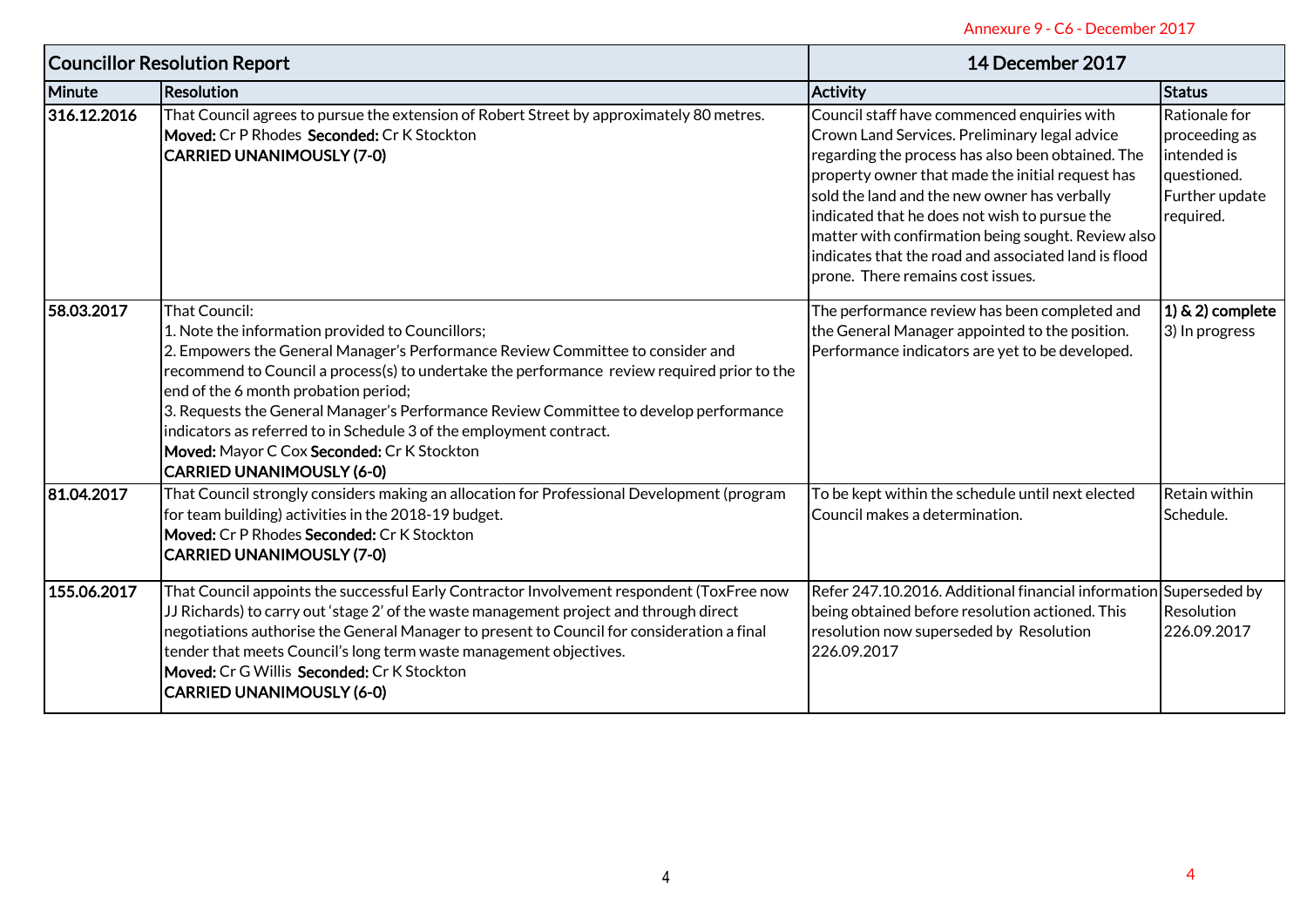Annexure 9 - C6 - December 2017

| Councillor Resolution Report | | 14 December 2017 | |
|---|---|---|---|
| **Minute** | **Resolution** | **Activity** | **Status** |
| **316.12.2016** | That Council agrees to pursue the extension of Robert Street by approximately 80 metres.<br>**Moved:** Cr P Rhodes **Seconded:** Cr K Stockton<br>**CARRIED UNANIMOUSLY (7-0)** | Council staff have commenced enquiries with Crown Land Services. Preliminary legal advice regarding the process has also been obtained. The property owner that made the initial request has sold the land and the new owner has verbally indicated that he does not wish to pursue the matter with confirmation being sought. Review also indicates that the road and associated land is flood prone. There remains cost issues. | Rationale for proceeding as intended is questioned. Further update required. |
| **58.03.2017** | That Council:<br>1. Note the information provided to Councillors;<br>2. Empowers the General Manager's Performance Review Committee to consider and recommend to Council a process(s) to undertake the performance review required prior to the end of the 6 month probation period;<br>3. Requests the General Manager's Performance Review Committee to develop performance indicators as referred to in Schedule 3 of the employment contract.<br>**Moved:** Mayor C Cox **Seconded:** Cr K Stockton<br>**CARRIED UNANIMOUSLY (6-0)** | The performance review has been completed and the General Manager appointed to the position. Performance indicators are yet to be developed. | **1) & 2) complete**<br>3) In progress |
| **81.04.2017** | That Council strongly considers making an allocation for Professional Development (program for team building) activities in the 2018-19 budget.<br>**Moved:** Cr P Rhodes **Seconded:** Cr K Stockton<br>**CARRIED UNANIMOUSLY (7-0)** | To be kept within the schedule until next elected Council makes a determination. | Retain within Schedule. |
| **155.06.2017** | That Council appoints the successful Early Contractor Involvement respondent (ToxFree now JJ Richards) to carry out 'stage 2' of the waste management project and through direct negotiations authorise the General Manager to present to Council for consideration a final tender that meets Council's long term waste management objectives.<br>**Moved:** Cr G Willis **Seconded:** Cr K Stockton<br>**CARRIED UNANIMOUSLY (6-0)** | Refer 247.10.2016. Additional financial information being obtained before resolution actioned. This resolution now superseded by Resolution 226.09.2017 | Superseded by Resolution 226.09.2017 |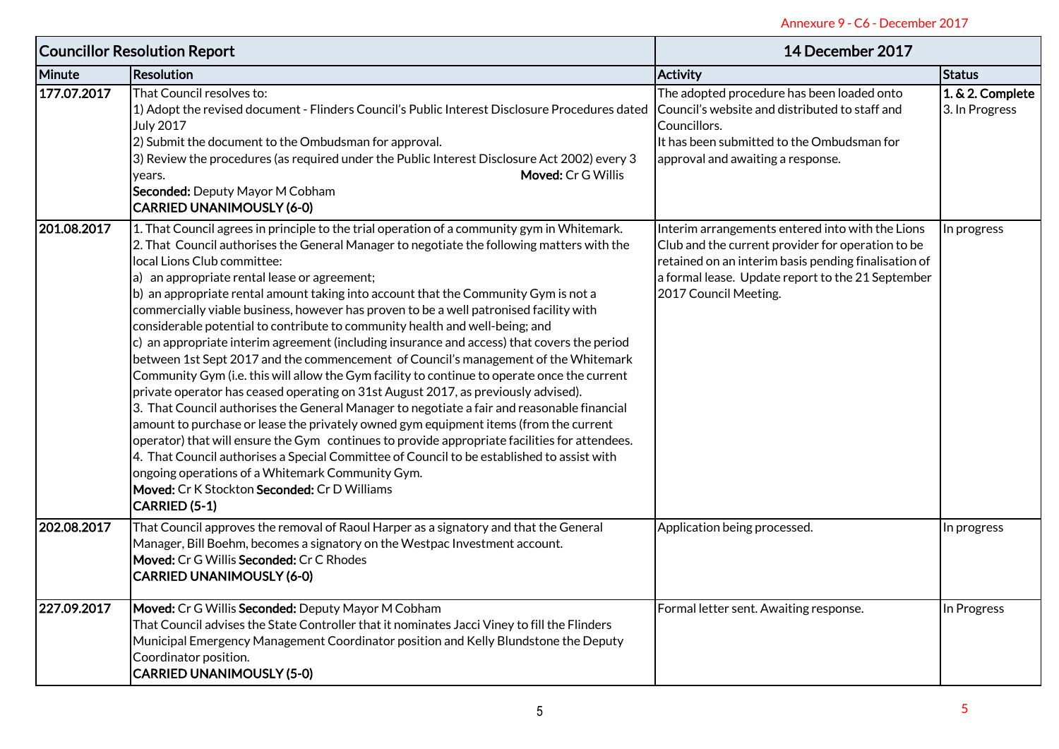Annexure 9 - C6 - December 2017

| Councillor Resolution Report | | 14 December 2017 | |
|---|---|---|---|
| **Minute** | **Resolution** | **Activity** | **Status** |
| **177.07.2017** | That Council resolves to:<br>1) Adopt the revised document - Flinders Council's Public Interest Disclosure Procedures dated July 2017<br>2) Submit the document to the Ombudsman for approval.<br>3) Review the procedures (as required under the Public Interest Disclosure Act 2002) every 3 years. **Moved:** Cr G Willis<br>**Seconded:** Deputy Mayor M Cobham<br>**CARRIED UNANIMOUSLY (6-0)** | The adopted procedure has been loaded onto Council's website and distributed to staff and Councillors.<br>It has been submitted to the Ombudsman for approval and awaiting a response. | **1. & 2. Complete**<br>3. In Progress |
| **201.08.2017** | 1. That Council agrees in principle to the trial operation of a community gym in Whitemark.<br>2. That Council authorises the General Manager to negotiate the following matters with the local Lions Club committee:<br>a) an appropriate rental lease or agreement;<br>b) an appropriate rental amount taking into account that the Community Gym is not a commercially viable business, however has proven to be a well patronised facility with considerable potential to contribute to community health and well-being; and<br>c) an appropriate interim agreement (including insurance and access) that covers the period between 1st Sept 2017 and the commencement of Council's management of the Whitemark Community Gym (i.e. this will allow the Gym facility to continue to operate once the current private operator has ceased operating on 31st August 2017, as previously advised).<br>3. That Council authorises the General Manager to negotiate a fair and reasonable financial amount to purchase or lease the privately owned gym equipment items (from the current operator) that will ensure the Gym continues to provide appropriate facilities for attendees.<br>4. That Council authorises a Special Committee of Council to be established to assist with ongoing operations of a Whitemark Community Gym.<br>**Moved:** Cr K Stockton **Seconded:** Cr D Williams<br>**CARRIED (5-1)** | Interim arrangements entered into with the Lions Club and the current provider for operation to be retained on an interim basis pending finalisation of a formal lease. Update report to the 21 September 2017 Council Meeting. | In progress |
| **202.08.2017** | That Council approves the removal of Raoul Harper as a signatory and that the General Manager, Bill Boehm, becomes a signatory on the Westpac Investment account.<br>**Moved:** Cr G Willis **Seconded:** Cr C Rhodes<br>**CARRIED UNANIMOUSLY (6-0)** | Application being processed. | In progress |
| **227.09.2017** | **Moved:** Cr G Willis **Seconded:** Deputy Mayor M Cobham<br>That Council advises the State Controller that it nominates Jacci Viney to fill the Flinders Municipal Emergency Management Coordinator position and Kelly Blundstone the Deputy Coordinator position.<br>**CARRIED UNANIMOUSLY (5-0)** | Formal letter sent. Awaiting response. | In Progress |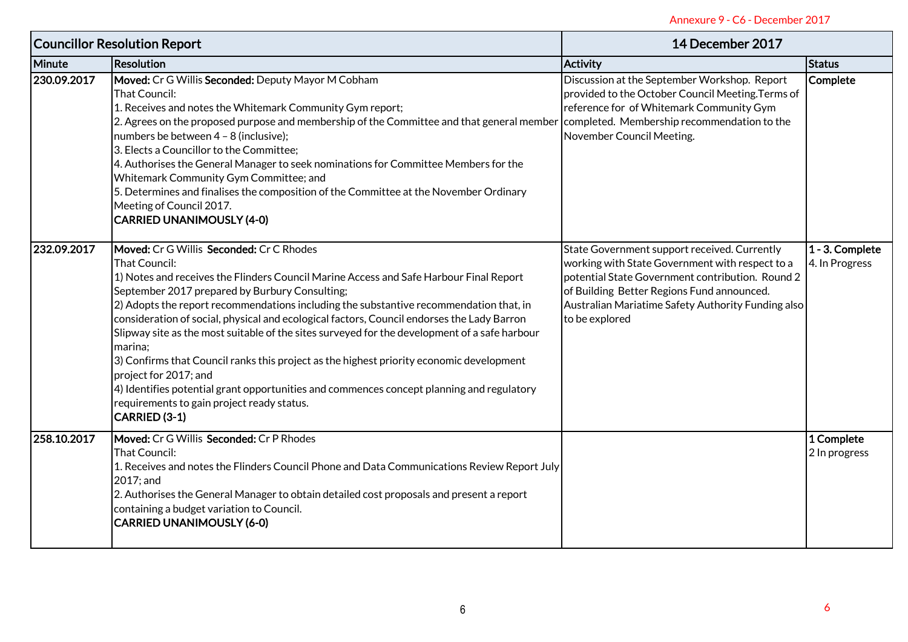Annexure 9 - C6 - December 2017

| Councillor Resolution Report | | 14 December 2017 | |
|---|---|---|---|
| **Minute** | **Resolution** | **Activity** | **Status** |
| 230.09.2017 | **Moved:** Cr G Willis **Seconded:** Deputy Mayor M Cobham<br>That Council:<br>1. Receives and notes the Whitemark Community Gym report;<br>2. Agrees on the proposed purpose and membership of the Committee and that general member numbers be between 4 – 8 (inclusive);<br>3. Elects a Councillor to the Committee;<br>4. Authorises the General Manager to seek nominations for Committee Members for the Whitemark Community Gym Committee; and<br>5. Determines and finalises the composition of the Committee at the November Ordinary Meeting of Council 2017.<br>**CARRIED UNANIMOUSLY (4-0)** | Discussion at the September Workshop. Report provided to the October Council Meeting.Terms of reference for of Whitemark Community Gym completed. Membership recommendation to the November Council Meeting. | **Complete** |
| 232.09.2017 | **Moved:** Cr G Willis **Seconded:** Cr C Rhodes<br>That Council:<br>1) Notes and receives the Flinders Council Marine Access and Safe Harbour Final Report September 2017 prepared by Burbury Consulting;<br>2) Adopts the report recommendations including the substantive recommendation that, in consideration of social, physical and ecological factors, Council endorses the Lady Barron Slipway site as the most suitable of the sites surveyed for the development of a safe harbour marina;<br>3) Confirms that Council ranks this project as the highest priority economic development project for 2017; and<br>4) Identifies potential grant opportunities and commences concept planning and regulatory requirements to gain project ready status.<br>**CARRIED (3-1)** | State Government support received. Currently working with State Government with respect to a potential State Government contribution. Round 2 of Building Better Regions Fund announced. Australian Mariatime Safety Authority Funding also to be explored | **1 - 3. Complete**<br>4. In Progress |
| 258.10.2017 | **Moved:** Cr G Willis **Seconded:** Cr P Rhodes<br>That Council:<br>1. Receives and notes the Flinders Council Phone and Data Communications Review Report July 2017; and<br>2. Authorises the General Manager to obtain detailed cost proposals and present a report containing a budget variation to Council.<br>**CARRIED UNANIMOUSLY (6-0)** | | **1 Complete**<br>2 In progress |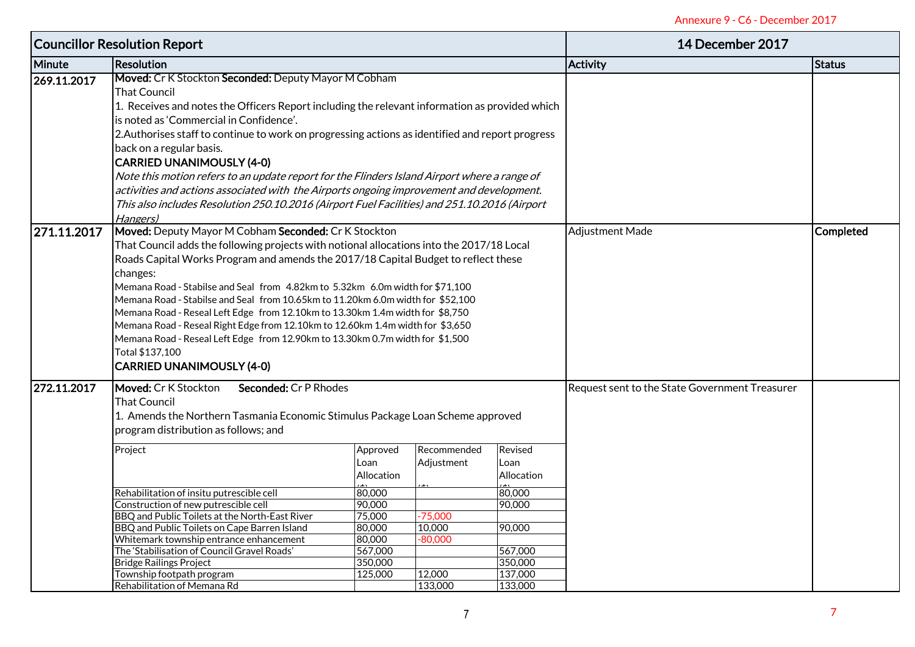| Councillor Resolution Report | | 14 December 2017 | |
|---|---|---|---|
| **Minute** | **Resolution** | **Activity** | **Status** |
| 269.11.2017 | **Moved:** Cr K Stockton **Seconded:** Deputy Mayor M Cobham<br>That Council<br>1. Receives and notes the Officers Report including the relevant information as provided which is noted as 'Commercial in Confidence'.<br>2.Authorises staff to continue to work on progressing actions as identified and report progress back on a regular basis.<br>**CARRIED UNANIMOUSLY (4-0)**<br>*Note this motion refers to an update report for the Flinders Island Airport where a range of activities and actions associated with the Airports ongoing improvement and development. This also includes Resolution 250.10.2016 (Airport Fuel Facilities) and 251.10.2016 (Airport Hangers)* | | |
| 271.11.2017 | **Moved:** Deputy Mayor M Cobham **Seconded:** Cr K Stockton<br>That Council adds the following projects with notional allocations into the 2017/18 Local Roads Capital Works Program and amends the 2017/18 Capital Budget to reflect these changes:<br>Memana Road - Stabilse and Seal from 4.82km to 5.32km 6.0m width for $71,100<br>Memana Road - Stabilse and Seal from 10.65km to 11.20km 6.0m width for $52,100<br>Memana Road - Reseal Left Edge from 12.10km to 13.30km 1.4m width for $8,750<br>Memana Road - Reseal Right Edge from 12.10km to 12.60km 1.4m width for $3,650<br>Memana Road - Reseal Left Edge from 12.90km to 13.30km 0.7m width for $1,500<br>Total $137,100<br>**CARRIED UNANIMOUSLY (4-0)** | Adjustment Made | **Completed** |
| 272.11.2017 | **Moved:** Cr K Stockton **Seconded:** Cr P Rhodes<br>That Council<br>1. Amends the Northern Tasmania Economic Stimulus Package Loan Scheme approved program distribution as follows; and | Request sent to the State Government Treasurer | |

| Project | Approved Loan Allocation ($) | Recommended Adjustment ($) | Revised Loan Allocation ($) |
|---|---|---|---|
| Rehabilitation of insitu putrescible cell | 80,000 | | 80,000 |
| Construction of new putrescible cell | 90,000 | | 90,000 |
| BBQ and Public Toilets at the North-East River | 75,000 | -75,000 | |
| BBQ and Public Toilets on Cape Barren Island | 80,000 | 10,000 | 90,000 |
| Whitemark township entrance enhancement | 80,000 | -80,000 | |
| The 'Stabilisation of Council Gravel Roads' | 567,000 | | 567,000 |
| Bridge Railings Project | 350,000 | | 350,000 |
| Township footpath program | 125,000 | 12,000 | 137,000 |
| Rehabilitation of Memana Rd | | 133,000 | 133,000 |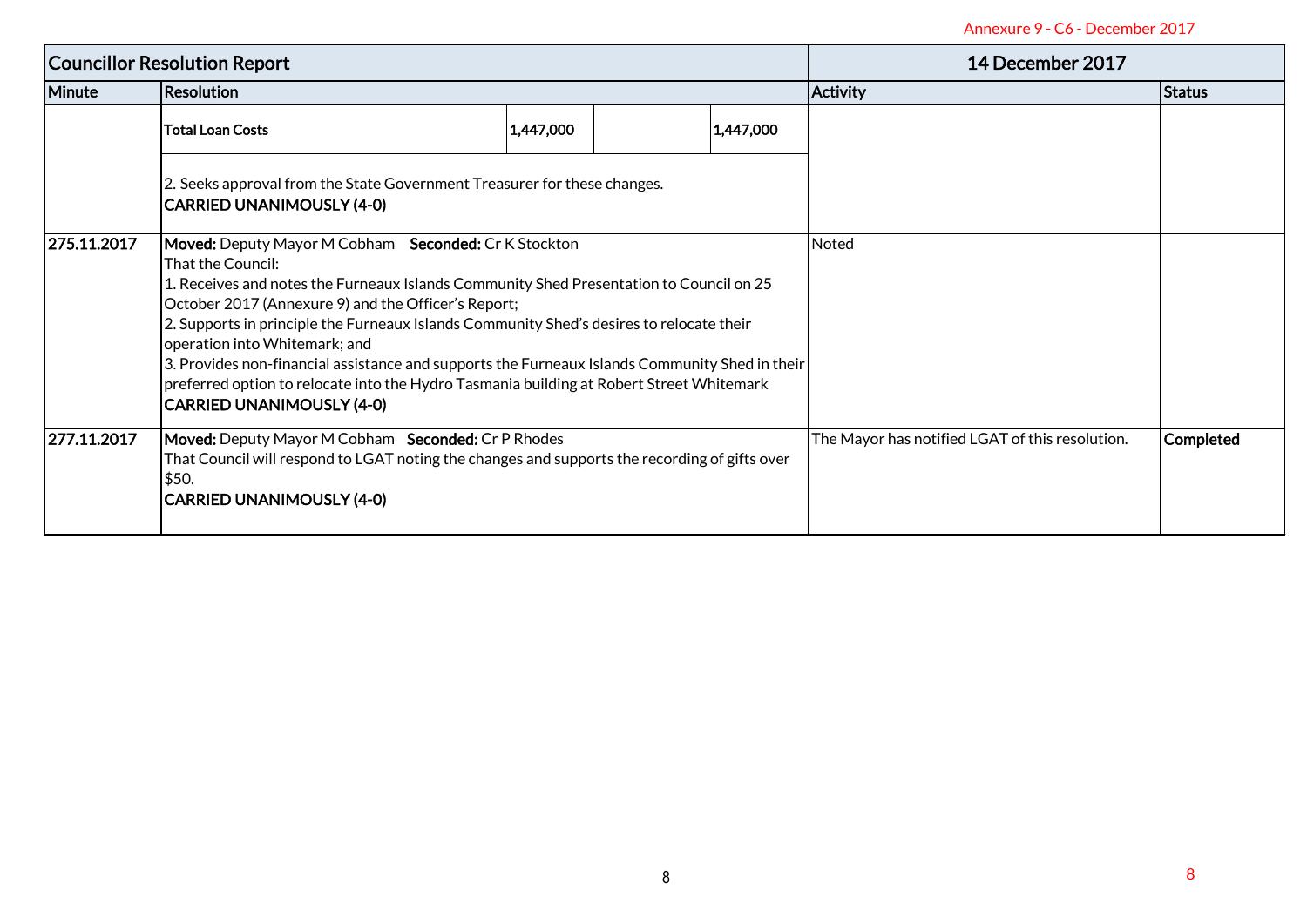| Councillor Resolution Report | | 14 December 2017 | |
|---|---|---|---|
| **Minute** | **Resolution** | **Activity** | **Status** |
| | **Total Loan Costs** 1,447,000 1,447,000<br><br>2. Seeks approval from the State Government Treasurer for these changes.<br>**CARRIED UNANIMOUSLY (4-0)** | | |
| **275.11.2017** | **Moved:** Deputy Mayor M Cobham **Seconded:** Cr K Stockton<br>That the Council:<br>1. Receives and notes the Furneaux Islands Community Shed Presentation to Council on 25 October 2017 (Annexure 9) and the Officer's Report;<br>2. Supports in principle the Furneaux Islands Community Shed's desires to relocate their operation into Whitemark; and<br>3. Provides non-financial assistance and supports the Furneaux Islands Community Shed in their preferred option to relocate into the Hydro Tasmania building at Robert Street Whitemark<br>**CARRIED UNANIMOUSLY (4-0)** | Noted | |
| **277.11.2017** | **Moved:** Deputy Mayor M Cobham **Seconded:** Cr P Rhodes<br>That Council will respond to LGAT noting the changes and supports the recording of gifts over $50.<br>**CARRIED UNANIMOUSLY (4-0)** | The Mayor has notified LGAT of this resolution. | **Completed** |